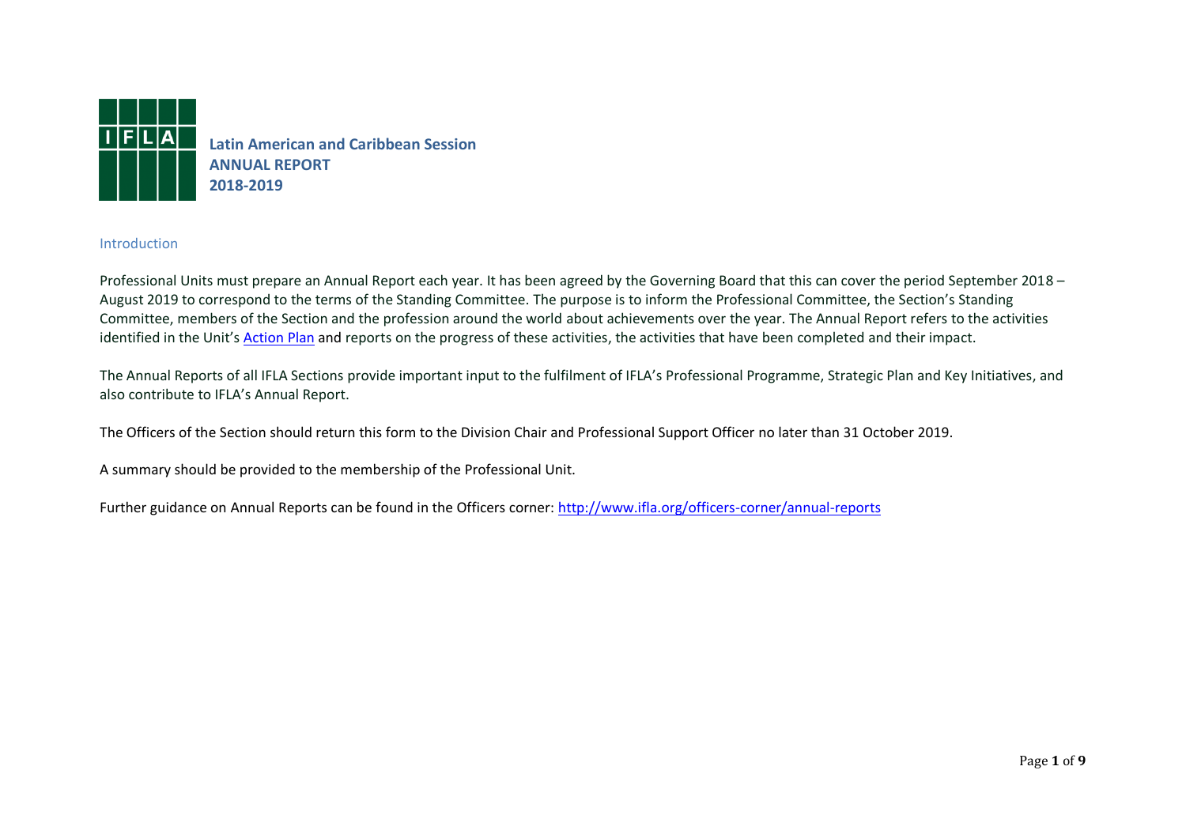**Latin American and Caribbean Session**
**ANNUAL REPORT**
**2018-2019**

## Introduction

Professional Units must prepare an Annual Report each year. It has been agreed by the Governing Board that this can cover the period September 2018 – August 2019 to correspond to the terms of the Standing Committee. The purpose is to inform the Professional Committee, the Section's Standing Committee, members of the Section and the profession around the world about achievements over the year. The Annual Report refers to the activities identified in the Unit's Action Plan and reports on the progress of these activities, the activities that have been completed and their impact.

The Annual Reports of all IFLA Sections provide important input to the fulfilment of IFLA's Professional Programme, Strategic Plan and Key Initiatives, and also contribute to IFLA's Annual Report.

The Officers of the Section should return this form to the Division Chair and Professional Support Officer no later than 31 October 2019.

A summary should be provided to the membership of the Professional Unit.

Further guidance on Annual Reports can be found in the Officers corner: http://www.ifla.org/officers-corner/annual-reports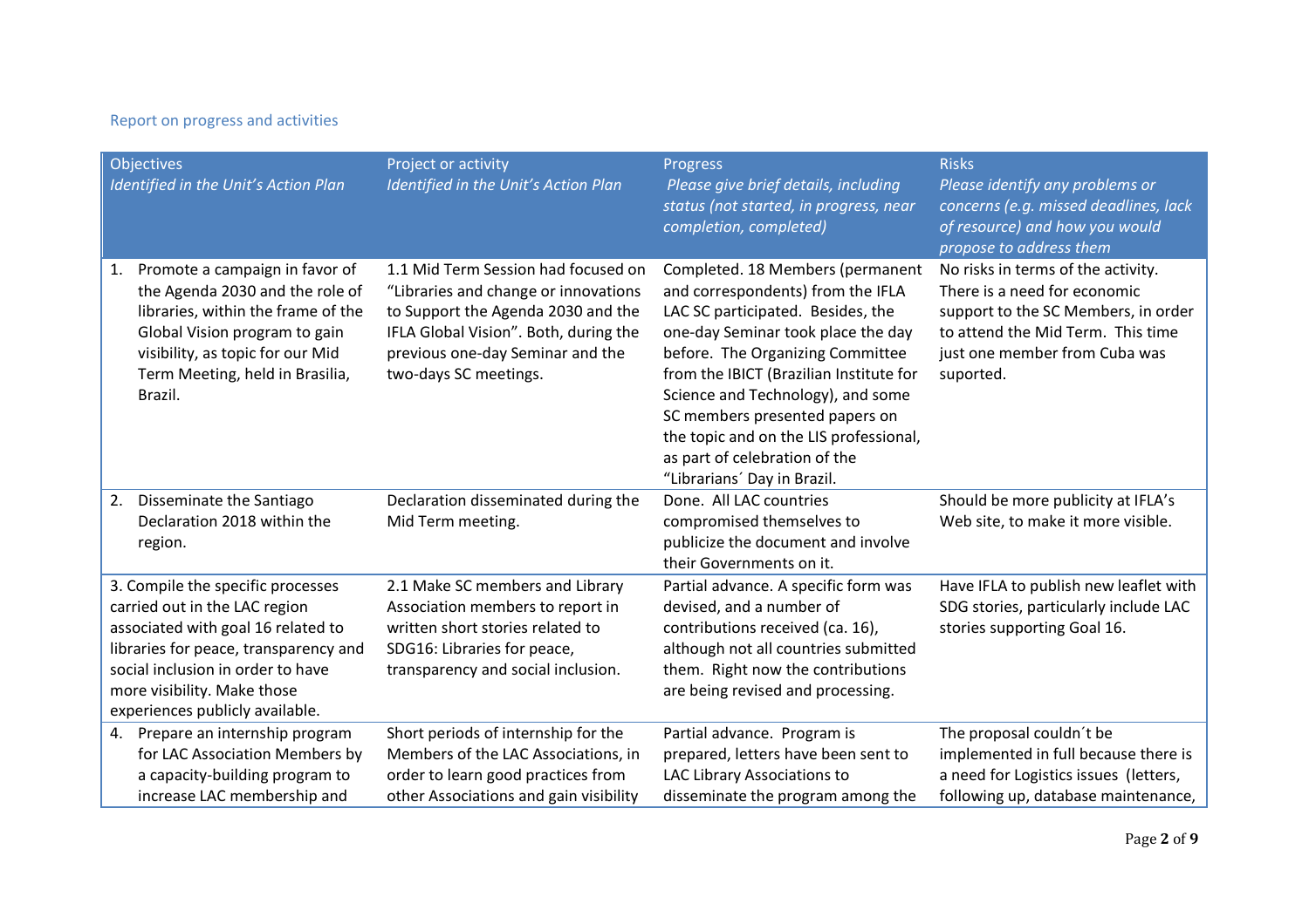## Report on progress and activities

| Objectives *Identified in the Unit's Action Plan* | Project or activity *Identified in the Unit's Action Plan* | Progress *Please give brief details, including status (not started, in progress, near completion, completed)* | Risks *Please identify any problems or concerns (e.g. missed deadlines, lack of resource) and how you would propose to address them* |
|---|---|---|---|
| 1. Promote a campaign in favor of the Agenda 2030 and the role of libraries, within the frame of the Global Vision program to gain visibility, as topic for our Mid Term Meeting, held in Brasilia, Brazil. | 1.1 Mid Term Session had focused on "Libraries and change or innovations to Support the Agenda 2030 and the IFLA Global Vision". Both, during the previous one-day Seminar and the two-days SC meetings. | Completed. 18 Members (permanent and correspondents) from the IFLA LAC SC participated. Besides, the one-day Seminar took place the day before. The Organizing Committee from the IBICT (Brazilian Institute for Science and Technology), and some SC members presented papers on the topic and on the LIS professional, as part of celebration of the "Librarians´ Day in Brazil. | No risks in terms of the activity. There is a need for economic support to the SC Members, in order to attend the Mid Term. This time just one member from Cuba was suported. |
| 2. Disseminate the Santiago Declaration 2018 within the region. | Declaration disseminated during the Mid Term meeting. | Done. All LAC countries compromised themselves to publicize the document and involve their Governments on it. | Should be more publicity at IFLA's Web site, to make it more visible. |
| 3. Compile the specific processes carried out in the LAC region associated with goal 16 related to libraries for peace, transparency and social inclusion in order to have more visibility. Make those experiences publicly available. | 2.1 Make SC members and Library Association members to report in written short stories related to SDG16: Libraries for peace, transparency and social inclusion. | Partial advance. A specific form was devised, and a number of contributions received (ca. 16), although not all countries submitted them. Right now the contributions are being revised and processing. | Have IFLA to publish new leaflet with SDG stories, particularly include LAC stories supporting Goal 16. |
| 4. Prepare an internship program for LAC Association Members by a capacity-building program to increase LAC membership and | Short periods of internship for the Members of the LAC Associations, in order to learn good practices from other Associations and gain visibility | Partial advance. Program is prepared, letters have been sent to LAC Library Associations to disseminate the program among the | The proposal couldn´t be implemented in full because there is a need for Logistics issues (letters, following up, database maintenance, |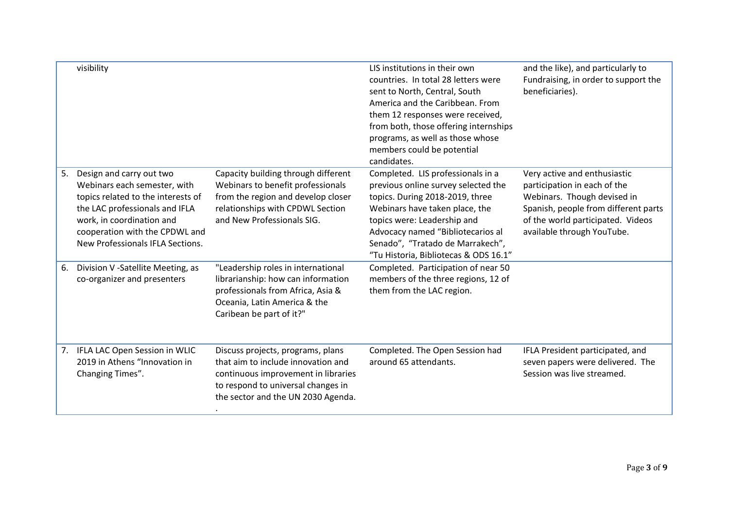| | | | |
|---|---|---|---|
| visibility | | LIS institutions in their own countries. In total 28 letters were sent to North, Central, South America and the Caribbean. From them 12 responses were received, from both, those offering internships programs, as well as those whose members could be potential candidates. | and the like), and particularly to Fundraising, in order to support the beneficiaries). |
| 5. Design and carry out two Webinars each semester, with topics related to the interests of the LAC professionals and IFLA work, in coordination and cooperation with the CPDWL and New Professionals IFLA Sections. | Capacity building through different Webinars to benefit professionals from the region and develop closer relationships with CPDWL Section and New Professionals SIG. | Completed. LIS professionals in a previous online survey selected the topics. During 2018-2019, three Webinars have taken place, the topics were: Leadership and Advocacy named "Bibliotecarios al Senado", "Tratado de Marrakech", "Tu Historia, Bibliotecas & ODS 16.1" | Very active and enthusiastic participation in each of the Webinars. Though devised in Spanish, people from different parts of the world participated. Videos available through YouTube. |
| 6. Division V -Satellite Meeting, as co-organizer and presenters | "Leadership roles in international librarianship: how can information professionals from Africa, Asia & Oceania, Latin America & the Caribean be part of it?" | Completed. Participation of near 50 members of the three regions, 12 of them from the LAC region. | |
| 7. IFLA LAC Open Session in WLIC 2019 in Athens "Innovation in Changing Times". | Discuss projects, programs, plans that aim to include innovation and continuous improvement in libraries to respond to universal changes in the sector and the UN 2030 Agenda. . | Completed. The Open Session had around 65 attendants. | IFLA President participated, and seven papers were delivered. The Session was live streamed. |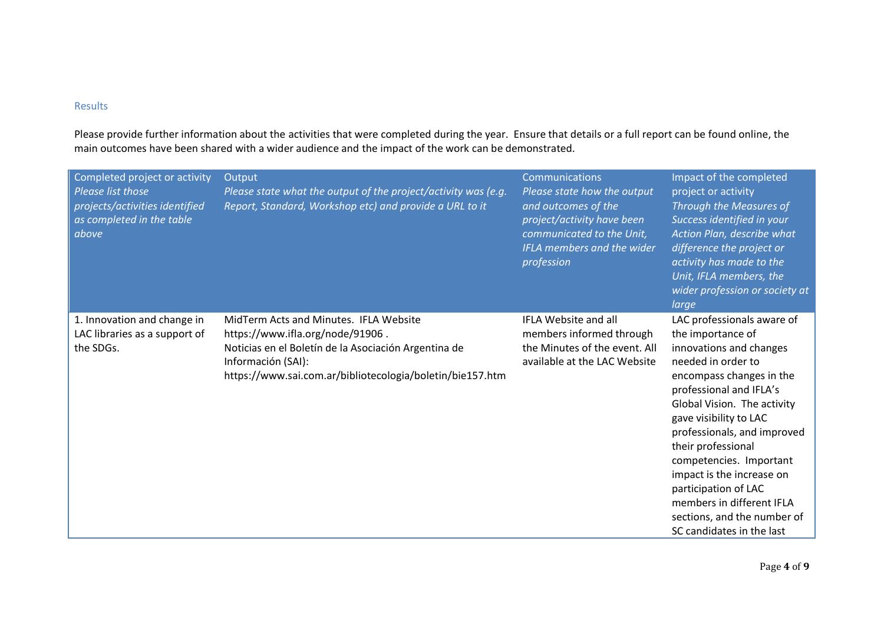## Results

Please provide further information about the activities that were completed during the year. Ensure that details or a full report can be found online, the main outcomes have been shared with a wider audience and the impact of the work can be demonstrated.

| Completed project or activity *Please list those projects/activities identified as completed in the table above* | Output *Please state what the output of the project/activity was (e.g. Report, Standard, Workshop etc) and provide a URL to it* | Communications *Please state how the output and outcomes of the project/activity have been communicated to the Unit, IFLA members and the wider profession* | Impact of the completed project or activity *Through the Measures of Success identified in your Action Plan, describe what difference the project or activity has made to the Unit, IFLA members, the wider profession or society at large* |
|---|---|---|---|
| 1. Innovation and change in LAC libraries as a support of the SDGs. | MidTerm Acts and Minutes. IFLA Website https://www.ifla.org/node/91906 . Noticias en el Boletín de la Asociación Argentina de Información (SAI): https://www.sai.com.ar/bibliotecologia/boletin/bie157.htm | IFLA Website and all members informed through the Minutes of the event. All available at the LAC Website | LAC professionals aware of the importance of innovations and changes needed in order to encompass changes in the professional and IFLA's Global Vision. The activity gave visibility to LAC professionals, and improved their professional competencies. Important impact is the increase on participation of LAC members in different IFLA sections, and the number of SC candidates in the last |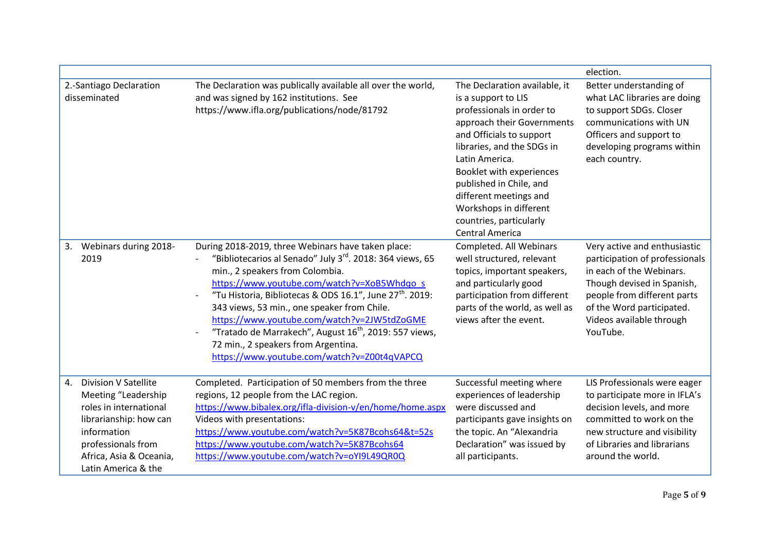| | | | |
|---|---|---|---|
| | | | election. |
| 2.-Santiago Declaration disseminated | The Declaration was publically available all over the world, and was signed by 162 institutions. See https://www.ifla.org/publications/node/81792 | The Declaration available, it is a support to LIS professionals in order to approach their Governments and Officials to support libraries, and the SDGs in Latin America.<br>Booklet with experiences published in Chile, and different meetings and Workshops in different countries, particularly Central America | Better understanding of what LAC libraries are doing to support SDGs. Closer communications with UN Officers and support to developing programs within each country. |
| 3. Webinars during 2018-2019 | During 2018-2019, three Webinars have taken place:<br>- "Bibliotecarios al Senado" July 3rd. 2018: 364 views, 65 min., 2 speakers from Colombia. https://www.youtube.com/watch?v=XoB5Whdqo_s<br>- "Tu Historia, Bibliotecas & ODS 16.1", June 27th. 2019: 343 views, 53 min., one speaker from Chile. https://www.youtube.com/watch?v=2JW5tdZoGME<br>- "Tratado de Marrakech", August 16th, 2019: 557 views, 72 min., 2 speakers from Argentina. https://www.youtube.com/watch?v=Z00t4qVAPCQ | Completed. All Webinars well structured, relevant topics, important speakers, and particularly good participation from different parts of the world, as well as views after the event. | Very active and enthusiastic participation of professionals in each of the Webinars. Though devised in Spanish, people from different parts of the Word participated. Videos available through YouTube. |
| 4. Division V Satellite Meeting "Leadership roles in international librarianship: how can information professionals from Africa, Asia & Oceania, Latin America & the | Completed. Participation of 50 members from the three regions, 12 people from the LAC region.<br>https://www.bibalex.org/ifla-division-v/en/home/home.aspx<br>Videos with presentations:<br>https://www.youtube.com/watch?v=5K87Bcohs64&t=52s<br>https://www.youtube.com/watch?v=5K87Bcohs64<br>https://www.youtube.com/watch?v=oYI9L49QR0Q | Successful meeting where experiences of leadership were discussed and participants gave insights on the topic. An "Alexandria Declaration" was issued by all participants. | LIS Professionals were eager to participate more in IFLA's decision levels, and more committed to work on the new structure and visibility of Libraries and librarians around the world. |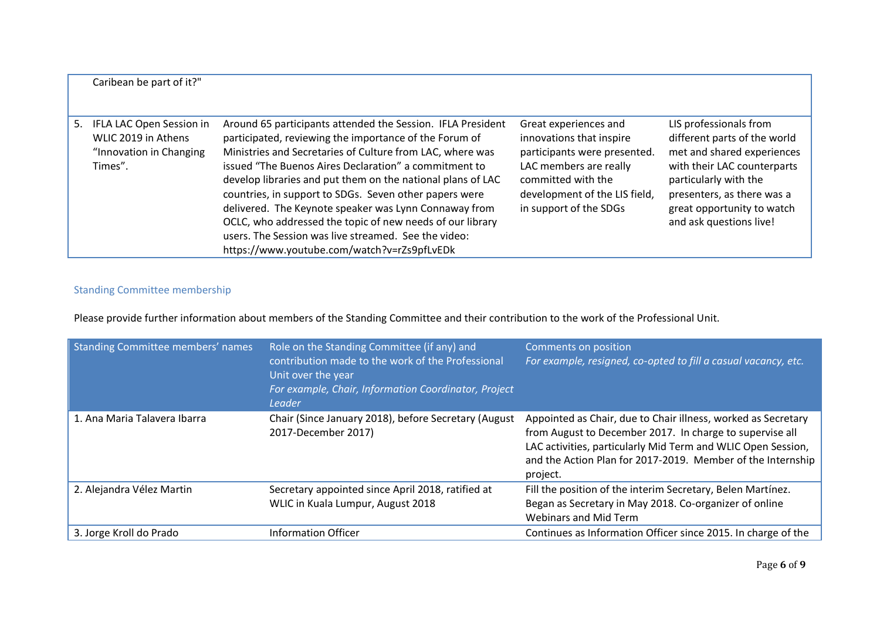| | | | |
|---|---|---|---|
| Caribean be part of it?" | | | |
| 5. IFLA LAC Open Session in WLIC 2019 in Athens "Innovation in Changing Times". | Around 65 participants attended the Session. IFLA President participated, reviewing the importance of the Forum of Ministries and Secretaries of Culture from LAC, where was issued "The Buenos Aires Declaration" a commitment to develop libraries and put them on the national plans of LAC countries, in support to SDGs. Seven other papers were delivered. The Keynote speaker was Lynn Connaway from OCLC, who addressed the topic of new needs of our library users. The Session was live streamed. See the video: https://www.youtube.com/watch?v=rZs9pfLvEDk | Great experiences and innovations that inspire participants were presented. LAC members are really committed with the development of the LIS field, in support of the SDGs | LIS professionals from different parts of the world met and shared experiences with their LAC counterparts particularly with the presenters, as there was a great opportunity to watch and ask questions live! |

## Standing Committee membership

Please provide further information about members of the Standing Committee and their contribution to the work of the Professional Unit.

| Standing Committee members' names | Role on the Standing Committee (if any) and contribution made to the work of the Professional Unit over the year *For example, Chair, Information Coordinator, Project Leader* | Comments on position *For example, resigned, co-opted to fill a casual vacancy, etc.* |
|---|---|---|
| 1. Ana Maria Talavera Ibarra | Chair (Since January 2018), before Secretary (August 2017-December 2017) | Appointed as Chair, due to Chair illness, worked as Secretary from August to December 2017. In charge to supervise all LAC activities, particularly Mid Term and WLIC Open Session, and the Action Plan for 2017-2019. Member of the Internship project. |
| 2. Alejandra Vélez Martin | Secretary appointed since April 2018, ratified at WLIC in Kuala Lumpur, August 2018 | Fill the position of the interim Secretary, Belen Martínez. Began as Secretary in May 2018. Co-organizer of online Webinars and Mid Term |
| 3. Jorge Kroll do Prado | Information Officer | Continues as Information Officer since 2015. In charge of the |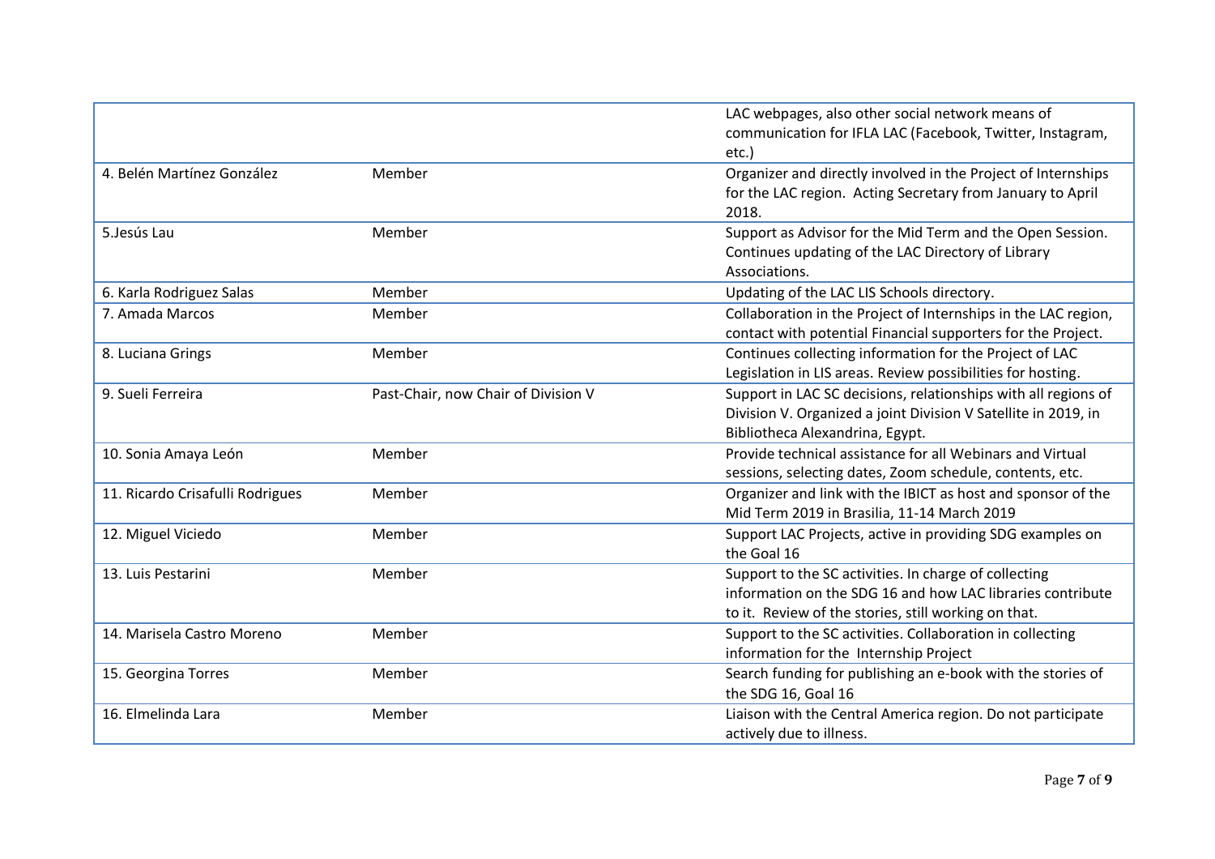| | | |
|---|---|---|
| | | LAC webpages, also other social network means of communication for IFLA LAC (Facebook, Twitter, Instagram, etc.) |
| 4. Belén Martínez González | Member | Organizer and directly involved in the Project of Internships for the LAC region. Acting Secretary from January to April 2018. |
| 5.Jesús Lau | Member | Support as Advisor for the Mid Term and the Open Session. Continues updating of the LAC Directory of Library Associations. |
| 6. Karla Rodriguez Salas | Member | Updating of the LAC LIS Schools directory. |
| 7. Amada Marcos | Member | Collaboration in the Project of Internships in the LAC region, contact with potential Financial supporters for the Project. |
| 8. Luciana Grings | Member | Continues collecting information for the Project of LAC Legislation in LIS areas. Review possibilities for hosting. |
| 9. Sueli Ferreira | Past-Chair, now Chair of Division V | Support in LAC SC decisions, relationships with all regions of Division V. Organized a joint Division V Satellite in 2019, in Bibliotheca Alexandrina, Egypt. |
| 10. Sonia Amaya León | Member | Provide technical assistance for all Webinars and Virtual sessions, selecting dates, Zoom schedule, contents, etc. |
| 11. Ricardo Crisafulli Rodrigues | Member | Organizer and link with the IBICT as host and sponsor of the Mid Term 2019 in Brasilia, 11-14 March 2019 |
| 12. Miguel Viciedo | Member | Support LAC Projects, active in providing SDG examples on the Goal 16 |
| 13. Luis Pestarini | Member | Support to the SC activities. In charge of collecting information on the SDG 16 and how LAC libraries contribute to it. Review of the stories, still working on that. |
| 14. Marisela Castro Moreno | Member | Support to the SC activities. Collaboration in collecting information for the Internship Project |
| 15. Georgina Torres | Member | Search funding for publishing an e-book with the stories of the SDG 16, Goal 16 |
| 16. Elmelinda Lara | Member | Liaison with the Central America region. Do not participate actively due to illness. |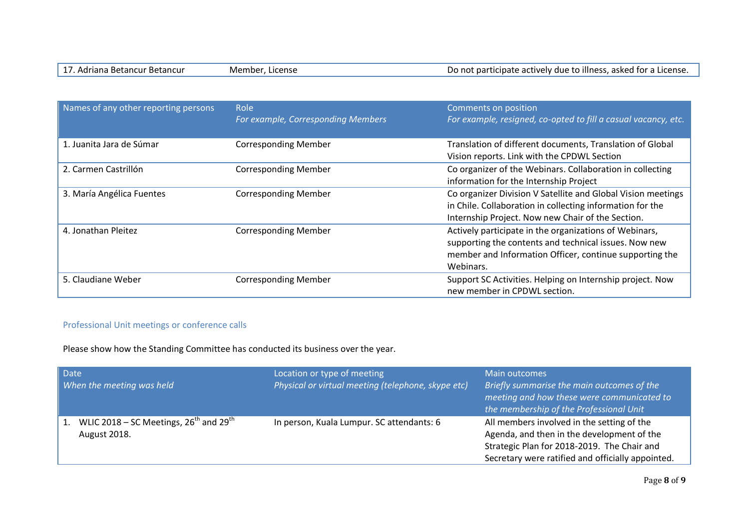| 17. Adriana Betancur Betancur | Member, License | Do not participate actively due to illness, asked for a License. |
|---|---|---|

| Names of any other reporting persons | Role *For example, Corresponding Members* | Comments on position *For example, resigned, co-opted to fill a casual vacancy, etc.* |
|---|---|---|
| 1. Juanita Jara de Súmar | Corresponding Member | Translation of different documents, Translation of Global Vision reports. Link with the CPDWL Section |
| 2. Carmen Castrillón | Corresponding Member | Co organizer of the Webinars. Collaboration in collecting information for the Internship Project |
| 3. María Angélica Fuentes | Corresponding Member | Co organizer Division V Satellite and Global Vision meetings in Chile. Collaboration in collecting information for the Internship Project. Now new Chair of the Section. |
| 4. Jonathan Pleitez | Corresponding Member | Actively participate in the organizations of Webinars, supporting the contents and technical issues. Now new member and Information Officer, continue supporting the Webinars. |
| 5. Claudiane Weber | Corresponding Member | Support SC Activities. Helping on Internship project. Now new member in CPDWL section. |

## Professional Unit meetings or conference calls

Please show how the Standing Committee has conducted its business over the year.

| Date *When the meeting was held* | Location or type of meeting *Physical or virtual meeting (telephone, skype etc)* | Main outcomes *Briefly summarise the main outcomes of the meeting and how these were communicated to the membership of the Professional Unit* |
|---|---|---|
| 1. WLIC 2018 – SC Meetings, 26th and 29th August 2018. | In person, Kuala Lumpur. SC attendants: 6 | All members involved in the setting of the Agenda, and then in the development of the Strategic Plan for 2018-2019. The Chair and Secretary were ratified and officially appointed. |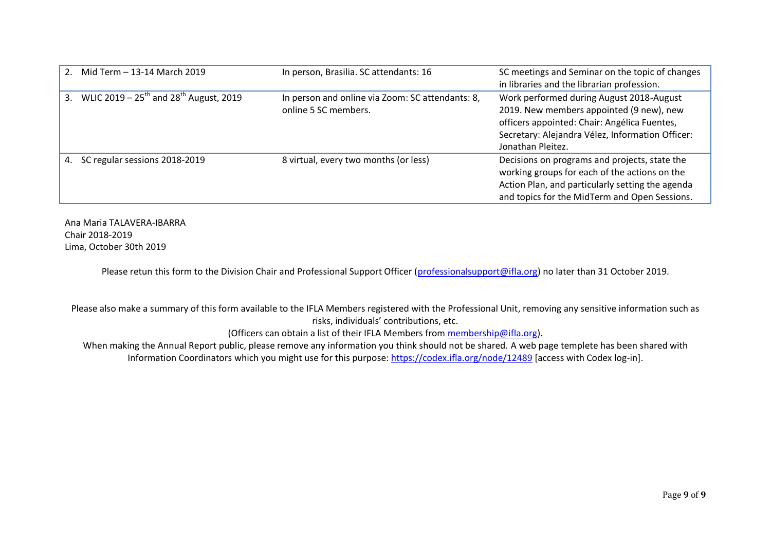| | | |
|---|---|---|
| 2. Mid Term – 13-14 March 2019 | In person, Brasilia. SC attendants: 16 | SC meetings and Seminar on the topic of changes in libraries and the librarian profession. |
| 3. WLIC 2019 – 25th and 28th August, 2019 | In person and online via Zoom: SC attendants: 8, online 5 SC members. | Work performed during August 2018-August 2019. New members appointed (9 new), new officers appointed: Chair: Angélica Fuentes, Secretary: Alejandra Vélez, Information Officer: Jonathan Pleitez. |
| 4. SC regular sessions 2018-2019 | 8 virtual, every two months (or less) | Decisions on programs and projects, state the working groups for each of the actions on the Action Plan, and particularly setting the agenda and topics for the MidTerm and Open Sessions. |

Ana Maria TALAVERA-IBARRA
Chair 2018-2019
Lima, October 30th 2019

Please retun this form to the Division Chair and Professional Support Officer (professionalsupport@ifla.org) no later than 31 October 2019.

Please also make a summary of this form available to the IFLA Members registered with the Professional Unit, removing any sensitive information such as risks, individuals' contributions, etc.
(Officers can obtain a list of their IFLA Members from membership@ifla.org).
When making the Annual Report public, please remove any information you think should not be shared. A web page templete has been shared with Information Coordinators which you might use for this purpose: https://codex.ifla.org/node/12489 [access with Codex log-in].